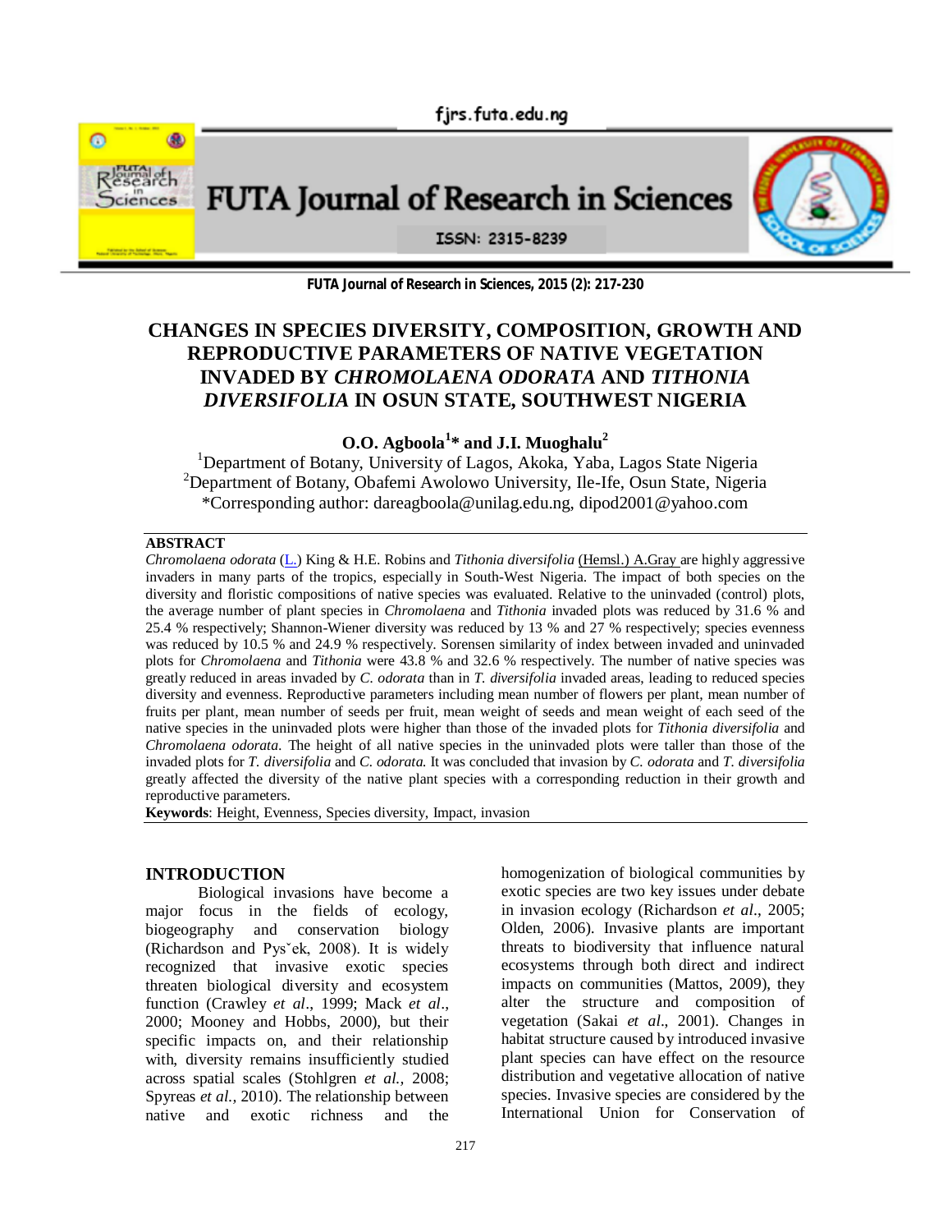# CHANGES IN SPECIES DIVERSITY, COMPOSITION, GROWTH AND REPRODUCTIVE PARAMETERS OF NATIVE VEGETATION INVADED BY *CHROMOLAENA ODORATA* AND *TITHONIA DIVERSIFOLIA* IN OSUN STATE, SOUTHWEST NIGERIA

**O.O. Agboola[1]* and J.I. Muoghalu[2]**

[1]Department of Botany, University of Lagos, Akoka, Yaba, Lagos State Nigeria
[2]Department of Botany, Obafemi Awolowo University, Ile-Ife, Osun State, Nigeria
*Corresponding author: dareagboola@unilag.edu.ng, dipod2001@yahoo.com

## ABSTRACT

*Chromolaena odorata* (L.) King & H.E. Robins and *Tithonia diversifolia* (Hemsl.) A.Gray are highly aggressive invaders in many parts of the tropics, especially in South-West Nigeria. The impact of both species on the diversity and floristic compositions of native species was evaluated. Relative to the uninvaded (control) plots, the average number of plant species in *Chromolaena* and *Tithonia* invaded plots was reduced by 31.6 % and 25.4 % respectively; Shannon-Wiener diversity was reduced by 13 % and 27 % respectively; species evenness was reduced by 10.5 % and 24.9 % respectively. Sorensen similarity of index between invaded and uninvaded plots for *Chromolaena* and *Tithonia* were 43.8 % and 32.6 % respectively. The number of native species was greatly reduced in areas invaded by *C. odorata* than in *T. diversifolia* invaded areas, leading to reduced species diversity and evenness. Reproductive parameters including mean number of flowers per plant, mean number of fruits per plant, mean number of seeds per fruit, mean weight of seeds and mean weight of each seed of the native species in the uninvaded plots were higher than those of the invaded plots for *Tithonia diversifolia* and *Chromolaena odorata*. The height of all native species in the uninvaded plots were taller than those of the invaded plots for *T. diversifolia* and *C. odorata*. It was concluded that invasion by *C. odorata* and *T. diversifolia* greatly affected the diversity of the native plant species with a corresponding reduction in their growth and reproductive parameters.

**Keywords**: Height, Evenness, Species diversity, Impact, invasion

## INTRODUCTION

Biological invasions have become a major focus in the fields of ecology, biogeography and conservation biology (Richardson and Pysˇek, 2008). It is widely recognized that invasive exotic species threaten biological diversity and ecosystem function (Crawley *et al*., 1999; Mack *et al*., 2000; Mooney and Hobbs, 2000), but their specific impacts on, and their relationship with, diversity remains insufficiently studied across spatial scales (Stohlgren *et al.*, 2008; Spyreas *et al.,* 2010). The relationship between native and exotic richness and the homogenization of biological communities by exotic species are two key issues under debate in invasion ecology (Richardson *et al*., 2005; Olden, 2006). Invasive plants are important threats to biodiversity that influence natural ecosystems through both direct and indirect impacts on communities (Mattos, 2009), they alter the structure and composition of vegetation (Sakai *et al*., 2001). Changes in habitat structure caused by introduced invasive plant species can have effect on the resource distribution and vegetative allocation of native species. Invasive species are considered by the International Union for Conservation of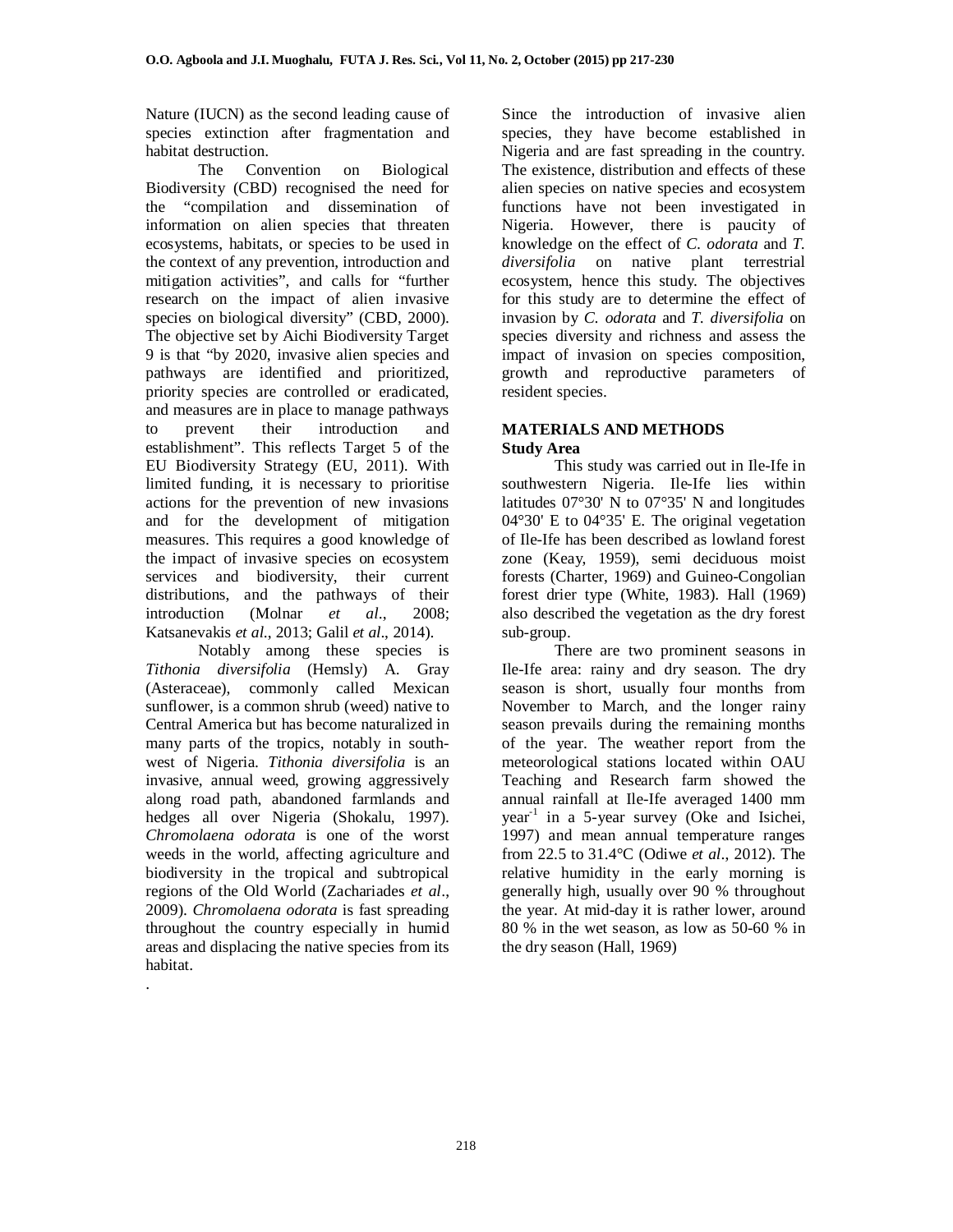Nature (IUCN) as the second leading cause of species extinction after fragmentation and habitat destruction.

The Convention on Biological Biodiversity (CBD) recognised the need for the "compilation and dissemination of information on alien species that threaten ecosystems, habitats, or species to be used in the context of any prevention, introduction and mitigation activities", and calls for "further research on the impact of alien invasive species on biological diversity" (CBD, 2000). The objective set by Aichi Biodiversity Target 9 is that "by 2020, invasive alien species and pathways are identified and prioritized, priority species are controlled or eradicated, and measures are in place to manage pathways to prevent their introduction and establishment". This reflects Target 5 of the EU Biodiversity Strategy (EU, 2011). With limited funding, it is necessary to prioritise actions for the prevention of new invasions and for the development of mitigation measures. This requires a good knowledge of the impact of invasive species on ecosystem services and biodiversity, their current distributions, and the pathways of their introduction (Molnar *et al*., 2008; Katsanevakis *et al*., 2013; Galil *et al*., 2014).

Notably among these species is *Tithonia diversifolia* (Hemsly) A. Gray (Asteraceae), commonly called Mexican sunflower, is a common shrub (weed) native to Central America but has become naturalized in many parts of the tropics, notably in south-west of Nigeria. *Tithonia diversifolia* is an invasive, annual weed, growing aggressively along road path, abandoned farmlands and hedges all over Nigeria (Shokalu, 1997). *Chromolaena odorata* is one of the worst weeds in the world, affecting agriculture and biodiversity in the tropical and subtropical regions of the Old World (Zachariades *et al*., 2009). *Chromolaena odorata* is fast spreading throughout the country especially in humid areas and displacing the native species from its habitat.

Since the introduction of invasive alien species, they have become established in Nigeria and are fast spreading in the country. The existence, distribution and effects of these alien species on native species and ecosystem functions have not been investigated in Nigeria. However, there is paucity of knowledge on the effect of *C. odorata* and *T. diversifolia* on native plant terrestrial ecosystem, hence this study. The objectives for this study are to determine the effect of invasion by *C. odorata* and *T. diversifolia* on species diversity and richness and assess the impact of invasion on species composition, growth and reproductive parameters of resident species.

## MATERIALS AND METHODS

### Study Area

This study was carried out in Ile-Ife in southwestern Nigeria. Ile-Ife lies within latitudes 07°30' N to 07°35' N and longitudes 04°30' E to 04°35' E. The original vegetation of Ile-Ife has been described as lowland forest zone (Keay, 1959), semi deciduous moist forests (Charter, 1969) and Guineo-Congolian forest drier type (White, 1983). Hall (1969) also described the vegetation as the dry forest sub-group.

There are two prominent seasons in Ile-Ife area: rainy and dry season. The dry season is short, usually four months from November to March, and the longer rainy season prevails during the remaining months of the year. The weather report from the meteorological stations located within OAU Teaching and Research farm showed the annual rainfall at Ile-Ife averaged 1400 mm year$^{-1}$ in a 5-year survey (Oke and Isichei, 1997) and mean annual temperature ranges from 22.5 to 31.4°C (Odiwe *et al*., 2012). The relative humidity in the early morning is generally high, usually over 90 % throughout the year. At mid-day it is rather lower, around 80 % in the wet season, as low as 50-60 % in the dry season (Hall, 1969)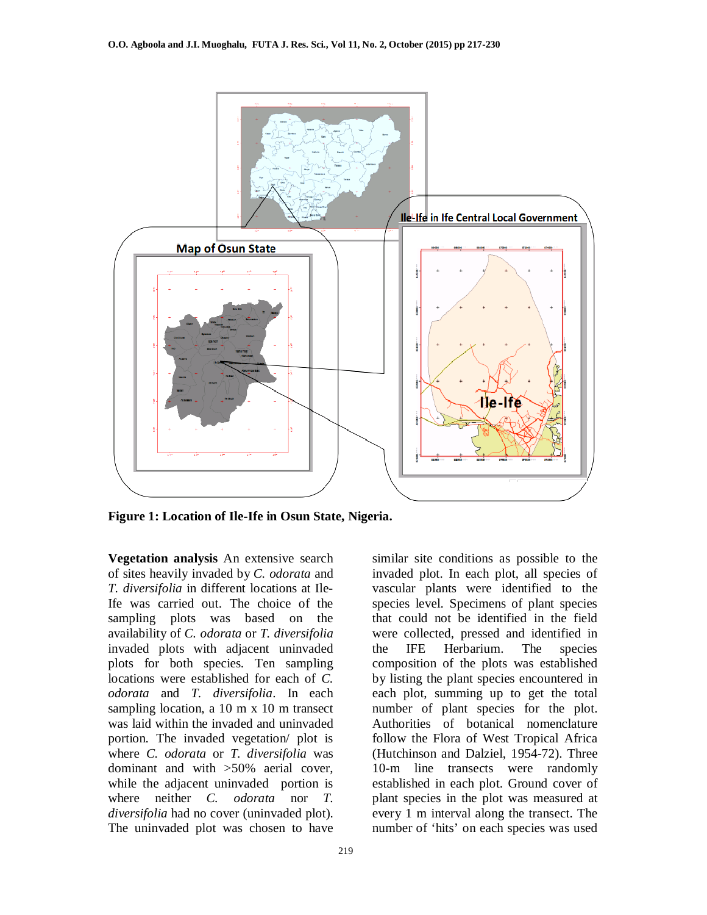Figure 1: Location of Ile-Ife in Osun State, Nigeria.

**Vegetation analysis** An extensive search of sites heavily invaded by *C. odorata* and *T. diversifolia* in different locations at Ile-Ife was carried out. The choice of the sampling plots was based on the availability of *C. odorata* or *T. diversifolia* invaded plots with adjacent uninvaded plots for both species. Ten sampling locations were established for each of *C. odorata* and *T. diversifolia*. In each sampling location, a 10 m x 10 m transect was laid within the invaded and uninvaded portion. The invaded vegetation/ plot is where *C. odorata* or *T. diversifolia* was dominant and with >50% aerial cover, while the adjacent uninvaded portion is where neither *C. odorata* nor *T. diversifolia* had no cover (uninvaded plot). The uninvaded plot was chosen to have similar site conditions as possible to the invaded plot. In each plot, all species of vascular plants were identified to the species level. Specimens of plant species that could not be identified in the field were collected, pressed and identified in the IFE Herbarium. The species composition of the plots was established by listing the plant species encountered in each plot, summing up to get the total number of plant species for the plot. Authorities of botanical nomenclature follow the Flora of West Tropical Africa (Hutchinson and Dalziel, 1954-72). Three 10-m line transects were randomly established in each plot. Ground cover of plant species in the plot was measured at every 1 m interval along the transect. The number of 'hits' on each species was used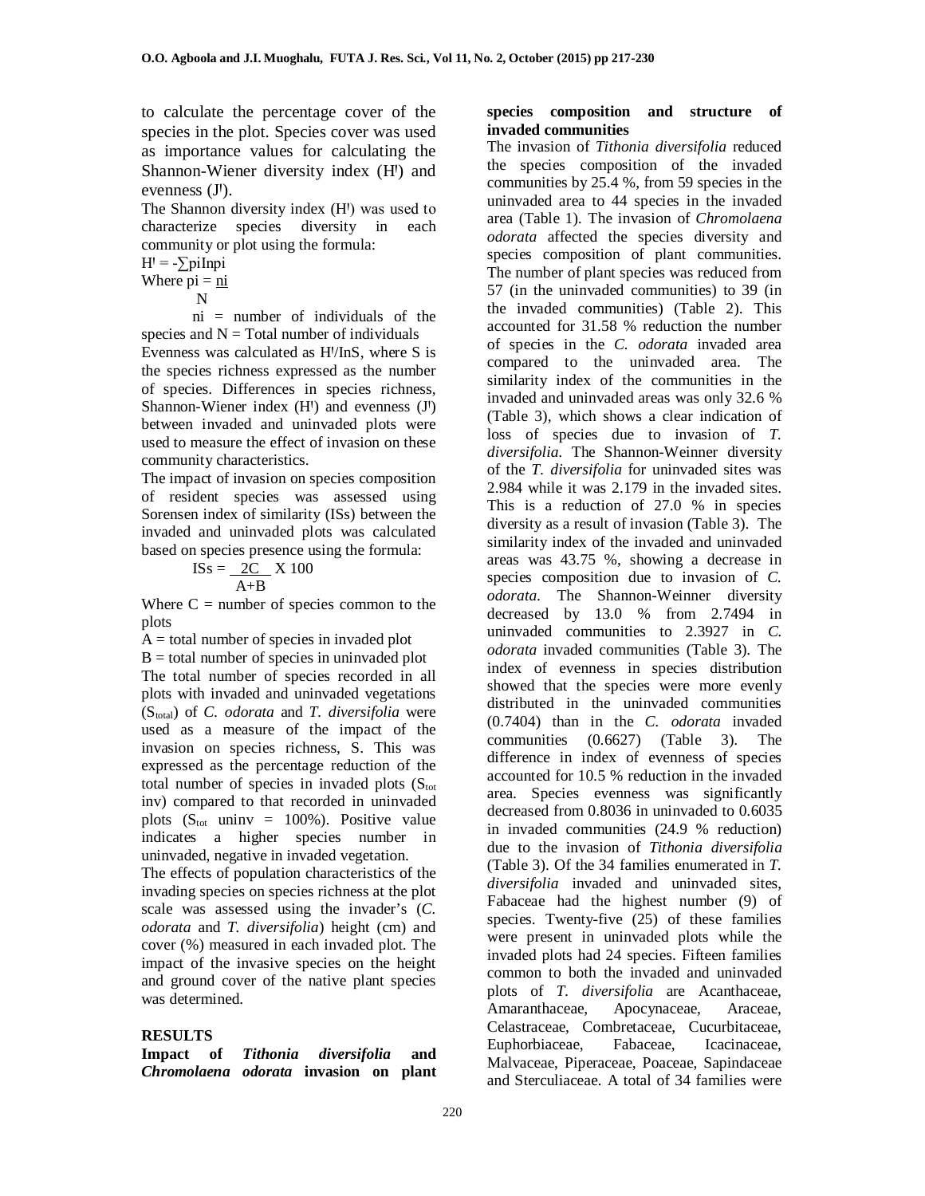to calculate the percentage cover of the species in the plot. Species cover was used as importance values for calculating the Shannon-Wiener diversity index (H') and evenness (J').

The Shannon diversity index (H') was used to characterize species diversity in each community or plot using the formula:

$$H' = -\sum p_i \ln p_i$$

Where $p_i = \frac{n_i}{N}$

$n_i$ = number of individuals of the species and N = Total number of individuals

Evenness was calculated as H'/lnS, where S is the species richness expressed as the number of species. Differences in species richness, Shannon-Wiener index (H') and evenness (J') between invaded and uninvaded plots were used to measure the effect of invasion on these community characteristics.

The impact of invasion on species composition of resident species was assessed using Sorensen index of similarity (ISs) between the invaded and uninvaded plots was calculated based on species presence using the formula:

$$ISs = \frac{2C}{A+B} \times 100$$

Where C = number of species common to the plots

A = total number of species in invaded plot

B = total number of species in uninvaded plot

The total number of species recorded in all plots with invaded and uninvaded vegetations ($S_{total}$) of *C. odorata* and *T. diversifolia* were used as a measure of the impact of the invasion on species richness, S. This was expressed as the percentage reduction of the total number of species in invaded plots ($S_{tot}$ inv) compared to that recorded in uninvaded plots ($S_{tot}$ uninv = 100%). Positive value indicates a higher species number in uninvaded, negative in invaded vegetation.

The effects of population characteristics of the invading species on species richness at the plot scale was assessed using the invader's (*C. odorata* and *T. diversifolia*) height (cm) and cover (%) measured in each invaded plot. The impact of the invasive species on the height and ground cover of the native plant species was determined.

## RESULTS

### Impact of *Tithonia diversifolia* and *Chromolaena odorata* invasion on plant species composition and structure of invaded communities

The invasion of *Tithonia diversifolia* reduced the species composition of the invaded communities by 25.4 %, from 59 species in the uninvaded area to 44 species in the invaded area (Table 1). The invasion of *Chromolaena odorata* affected the species diversity and species composition of plant communities. The number of plant species was reduced from 57 (in the uninvaded communities) to 39 (in the invaded communities) (Table 2). This accounted for 31.58 % reduction the number of species in the *C. odorata* invaded area compared to the uninvaded area. The similarity index of the communities in the invaded and uninvaded areas was only 32.6 % (Table 3), which shows a clear indication of loss of species due to invasion of *T. diversifolia*. The Shannon-Weinner diversity of the *T. diversifolia* for uninvaded sites was 2.984 while it was 2.179 in the invaded sites. This is a reduction of 27.0 % in species diversity as a result of invasion (Table 3). The similarity index of the invaded and uninvaded areas was 43.75 %, showing a decrease in species composition due to invasion of *C. odorata*. The Shannon-Weinner diversity decreased by 13.0 % from 2.7494 in uninvaded communities to 2.3927 in *C. odorata* invaded communities (Table 3). The index of evenness in species distribution showed that the species were more evenly distributed in the uninvaded communities (0.7404) than in the *C. odorata* invaded communities (0.6627) (Table 3). The difference in index of evenness of species accounted for 10.5 % reduction in the invaded area. Species evenness was significantly decreased from 0.8036 in uninvaded to 0.6035 in invaded communities (24.9 % reduction) due to the invasion of *Tithonia diversifolia* (Table 3). Of the 34 families enumerated in *T. diversifolia* invaded and uninvaded sites, Fabaceae had the highest number (9) of species. Twenty-five (25) of these families were present in uninvaded plots while the invaded plots had 24 species. Fifteen families common to both the invaded and uninvaded plots of *T. diversifolia* are Acanthaceae, Amaranthaceae, Apocynaceae, Araceae, Celastraceae, Combretaceae, Cucurbitaceae, Euphorbiaceae, Fabaceae, Icacinaceae, Malvaceae, Piperaceae, Poaceae, Sapindaceae and Sterculiaceae. A total of 34 families were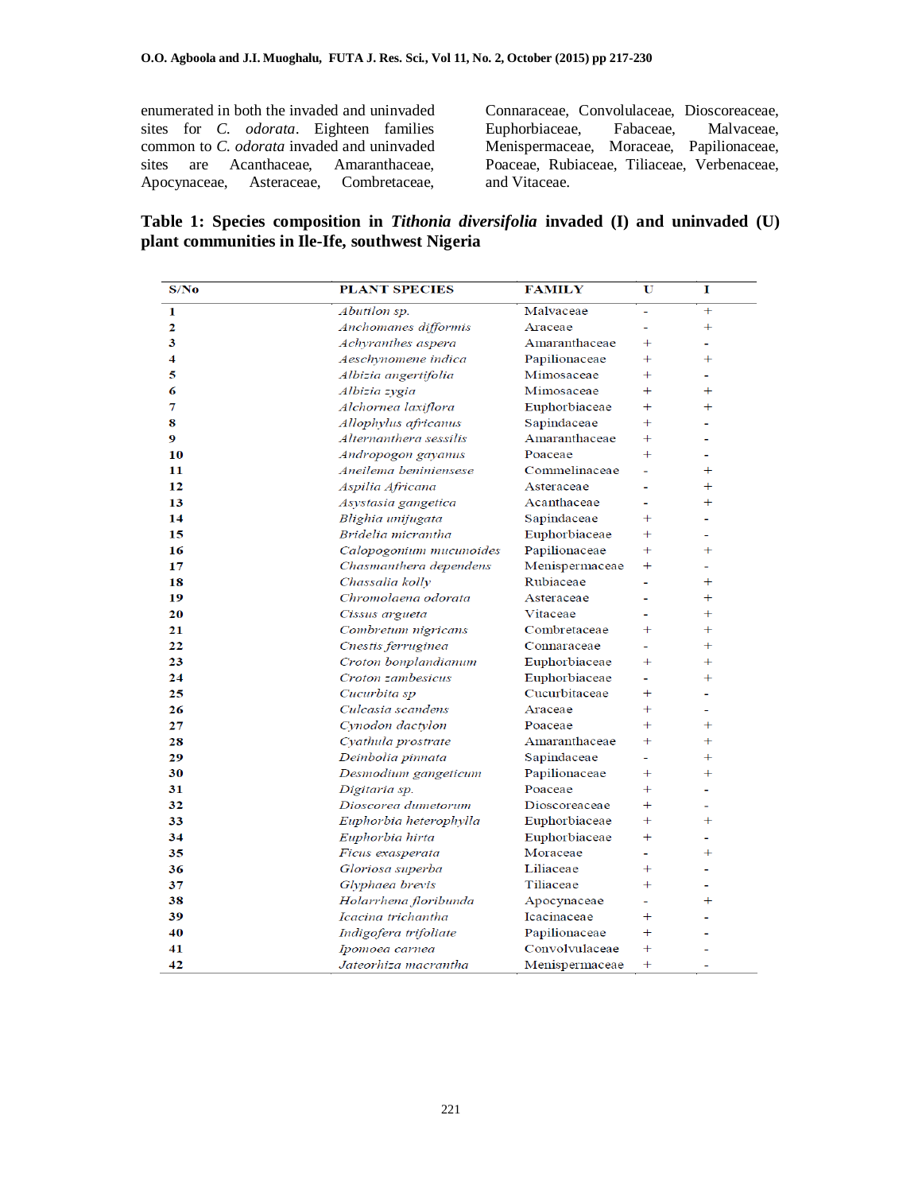enumerated in both the invaded and uninvaded sites for *C. odorata*. Eighteen families common to *C. odorata* invaded and uninvaded sites are Acanthaceae, Amaranthaceae, Apocynaceae, Asteraceae, Combretaceae, Connaraceae, Convolulaceae, Dioscoreaceae, Euphorbiaceae, Fabaceae, Malvaceae, Menispermaceae, Moraceae, Papilionaceae, Poaceae, Rubiaceae, Tiliaceae, Verbenaceae, and Vitaceae.

**Table 1: Species composition in *Tithonia diversifolia* invaded (I) and uninvaded (U) plant communities in Ile-Ife, southwest Nigeria**

| S/No | PLANT SPECIES | FAMILY | U | I |
|---|---|---|---|---|
| 1 | *Abutilon sp.* | Malvaceae | - | + |
| 2 | *Anchomanes difformis* | Araceae | - | + |
| 3 | *Achyranthes aspera* | Amaranthaceae | + | - |
| 4 | *Aeschynomene indica* | Papilionaceae | + | + |
| 5 | *Albizia angertifolia* | Mimosaceae | + | - |
| 6 | *Albizia zygia* | Mimosaceae | + | + |
| 7 | *Alchornea laxiflora* | Euphorbiaceae | + | + |
| 8 | *Allophylus africanus* | Sapindaceae | + | - |
| 9 | *Alternanthera sessilis* | Amaranthaceae | + | - |
| 10 | *Andropogon gayanus* | Poaceae | + | - |
| 11 | *Aneilema beniniensese* | Commelinaceae | - | + |
| 12 | *Aspilia Africana* | Asteraceae | - | + |
| 13 | *Asystasia gangetica* | Acanthaceae | - | + |
| 14 | *Blighia unijugata* | Sapindaceae | + | - |
| 15 | *Bridelia micrantha* | Euphorbiaceae | + | - |
| 16 | *Calopogonium mucunoides* | Papilionaceae | + | + |
| 17 | *Chasmanthera dependens* | Menispermaceae | + | - |
| 18 | *Chassalia kolly* | Rubiaceae | - | + |
| 19 | *Chromolaena odorata* | Asteraceae | - | + |
| 20 | *Cissus argueta* | Vitaceae | - | + |
| 21 | *Combretum nigricans* | Combretaceae | + | + |
| 22 | *Cnestis ferruginea* | Connaraceae | - | + |
| 23 | *Croton bonplandianum* | Euphorbiaceae | + | + |
| 24 | *Croton zambesicus* | Euphorbiaceae | - | + |
| 25 | *Cucurbita sp* | Cucurbitaceae | + | - |
| 26 | *Culcasia scandens* | Araceae | + | - |
| 27 | *Cynodon dactylon* | Poaceae | + | + |
| 28 | *Cyathula prostrate* | Amaranthaceae | + | + |
| 29 | *Deinbolia pinnata* | Sapindaceae | - | + |
| 30 | *Desmodium gangeticum* | Papilionaceae | + | + |
| 31 | *Digitaria sp.* | Poaceae | + | - |
| 32 | *Dioscorea dumetorum* | Dioscoreaceae | + | - |
| 33 | *Euphorbia heterophylla* | Euphorbiaceae | + | + |
| 34 | *Euphorbia hirta* | Euphorbiaceae | + | - |
| 35 | *Ficus exasperata* | Moraceae | - | + |
| 36 | *Gloriosa superba* | Liliaceae | + | - |
| 37 | *Glyphaea brevis* | Tiliaceae | + | - |
| 38 | *Holarrhena floribunda* | Apocynaceae | - | + |
| 39 | *Icacina trichantha* | Icacinaceae | + | - |
| 40 | *Indigofera trifoliate* | Papilionaceae | + | - |
| 41 | *Ipomoea carnea* | Convolvulaceae | + | - |
| 42 | *Jateorhiza macrantha* | Menispermaceae | + | - |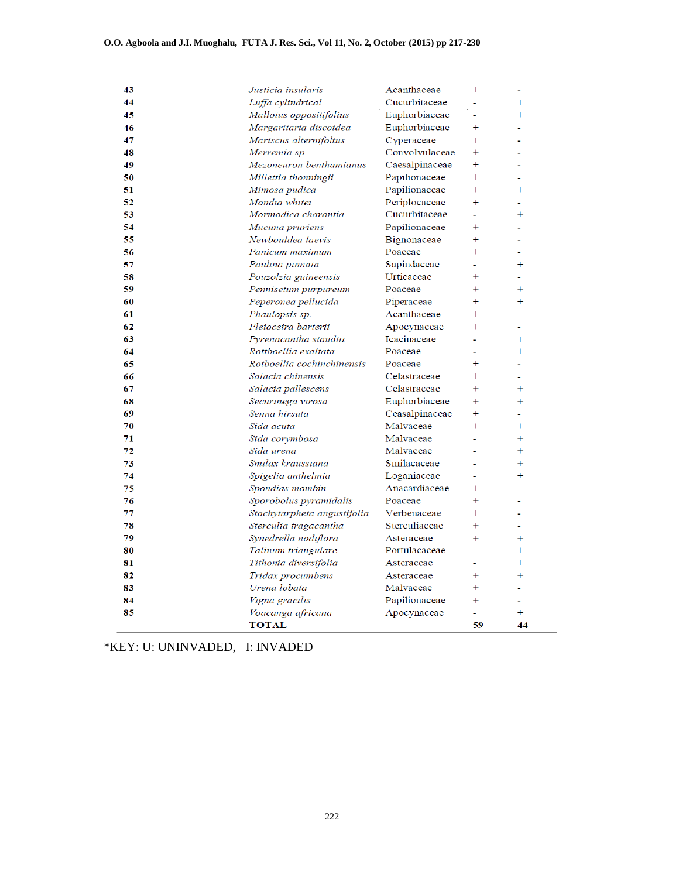| | | | | |
|---|---|---|---|---|
| 43 | *Justicia insularis* | Acanthaceae | + | - |
| 44 | *Luffa cylindrical* | Cucurbitaceae | - | + |
| 45 | *Mallotus oppositifolius* | Euphorbiaceae | - | + |
| 46 | *Margaritaria discoidea* | Euphorbiaceae | + | - |
| 47 | *Mariscus alternifolius* | Cyperaceae | + | - |
| 48 | *Merremia sp.* | Convolvulaceae | + | - |
| 49 | *Mezoneuron benthamianus* | Caesalpinaceae | + | - |
| 50 | *Millettia thonningii* | Papilionaceae | + | - |
| 51 | *Mimosa pudica* | Papilionaceae | + | + |
| 52 | *Mondia whitei* | Periplocaceae | + | - |
| 53 | *Mormodica charantia* | Cucurbitaceae | - | + |
| 54 | *Mucuna pruriens* | Papilionaceae | + | - |
| 55 | *Newbouldea laevis* | Bignonaceae | + | - |
| 56 | *Panicum maximum* | Poaceae | + | - |
| 57 | *Paulina pinnata* | Sapindaceae | - | + |
| 58 | *Pouzolzia guineensis* | Urticaceae | + | - |
| 59 | *Pennisetum purpureum* | Poaceae | + | + |
| 60 | *Peperonea pellucida* | Piperaceae | + | + |
| 61 | *Phaulopsis sp.* | Acanthaceae | + | - |
| 62 | *Pleioceira barterii* | Apocynaceae | + | - |
| 63 | *Pyrenacantha staudtii* | Icacinaceae | - | + |
| 64 | *Rottboellia exaltata* | Poaceae | - | + |
| 65 | *Rotboellia cochinchinensis* | Poaceae | + | - |
| 66 | *Salacia chinensis* | Celastraceae | + | - |
| 67 | *Salacia pallescens* | Celastraceae | + | + |
| 68 | *Securinega virosa* | Euphorbiaceae | + | + |
| 69 | *Senna hirsuta* | Ceasalpinaceae | + | - |
| 70 | *Sida acuta* | Malvaceae | + | + |
| 71 | *Sida corymbosa* | Malvaceae | - | + |
| 72 | *Sida urena* | Malvaceae | - | + |
| 73 | *Smilax kraussiana* | Smilacaceae | - | + |
| 74 | *Spigelia anthelmia* | Loganiaceae | - | + |
| 75 | *Spondias mombin* | Anacardiaceae | + | - |
| 76 | *Sporobolus pyramidalis* | Poaceae | + | - |
| 77 | *Stachytarpheta angustifolia* | Verbenaceae | + | - |
| 78 | *Sterculia tragacantha* | Sterculiaceae | + | - |
| 79 | *Synedrella nodiflora* | Asteraceae | + | + |
| 80 | *Talinum triangulare* | Portulacaceae | - | + |
| 81 | *Tithonia diversifolia* | Asteraceae | - | + |
| 82 | *Tridax procumbens* | Asteraceae | + | + |
| 83 | *Urena lobata* | Malvaceae | + | - |
| 84 | *Vigna gracilis* | Papilionaceae | + | - |
| 85 | *Voacanga africana* | Apocynaceae | - | + |
| | **TOTAL** | | **59** | **44** |

*KEY: U: UNINVADED, I: INVADED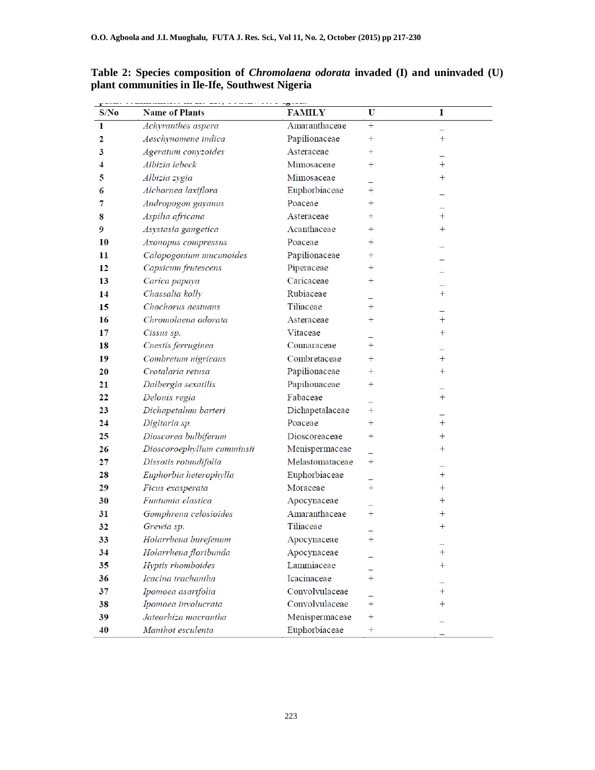**Table 2: Species composition of *Chromolaena odorata* invaded (I) and uninvaded (U) plant communities in Ile-Ife, Southwest Nigeria**

| S/No | Name of Plants | FAMILY | U | I |
|---|---|---|---|---|
| 1 | *Achyranthes aspera* | Amaranthaceae | + | _ |
| 2 | *Aeschynomene indica* | Papilionaceae | + | + |
| 3 | *Ageratum conyzoides* | Asteraceae | + | _ |
| 4 | *Albizia lebeck* | Mimosaceae | + | + |
| 5 | *Albizia zygia* | Mimosaceae | _ | + |
| 6 | *Alchornea laxiflora* | Euphorbiaceae | + | _ |
| 7 | *Andropogon gayanus* | Poaceae | + | _ |
| 8 | *Aspilia africana* | Asteraceae | + | + |
| 9 | *Asystasia gangetica* | Acanthaceae | + | + |
| 10 | *Axonopus compressus* | Poaceae | + | _ |
| 11 | *Calopogonium mucunoides* | Papilionaceae | + | _ |
| 12 | *Capsicum frutescens* | Piperaceae | + | _ |
| 13 | *Carica papaya* | Caricaceae | + | _ |
| 14 | *Chassalia kolly* | Rubiaceae | _ | + |
| 15 | *Chochorus aestuans* | Tiliaceae | + | _ |
| 16 | *Chromolaena odorata* | Asteraceae | + | + |
| 17 | *Cissus sp.* | Vitaceae | _ | + |
| 18 | *Cnestis ferruginea* | Connaraceae | + | _ |
| 19 | *Combretum nigricans* | Combretaceae | + | + |
| 20 | *Crotalaria retusa* | Papilionaceae | + | + |
| 21 | *Dalbergia sexatilis* | Papilionaceae | + | _ |
| 22 | *Delonix regia* | Fabaceae | _ | + |
| 23 | *Dichapetalum barteri* | Dichapetalaceae | + | _ |
| 24 | *Digitaria sp.* | Poaceae | + | + |
| 25 | *Dioscorea bulbiferum* | Dioscoreaceae | + | + |
| 26 | *Dioscoroephyllum cumminsii* | Menispermaceae | _ | + |
| 27 | *Dissotis rotundifolia* | Melastomataceae | + | _ |
| 28 | *Euphorbia heterophylla* | Euphorbiaceae | _ | + |
| 29 | *Ficus exasperata* | Moraceae | + | + |
| 30 | *Funtumia elastica* | Apocynaceae | _ | + |
| 31 | *Gomphrena celosioides* | Amaranthaceae | + | + |
| 32 | *Grewia sp.* | Tiliaceae | _ | + |
| 33 | *Holarrhena burefenum* | Apocynaceae | + | _ |
| 34 | *Holarrhena floribunda* | Apocynaceae | _ | + |
| 35 | *Hyptis rhomboides* | Lammiaceae | _ | + |
| 36 | *Icacina trachantha* | Icacinaceae | + | _ |
| 37 | *Ipomoea asarifolia* | Convolvulaceae | _ | + |
| 38 | *Ipomoea involucrata* | Convolvulaceae | + | + |
| 39 | *Jateorhiza macrantha* | Menispermaceae | + | _ |
| 40 | *Manihot esculenta* | Euphorbiaceae | + | _ |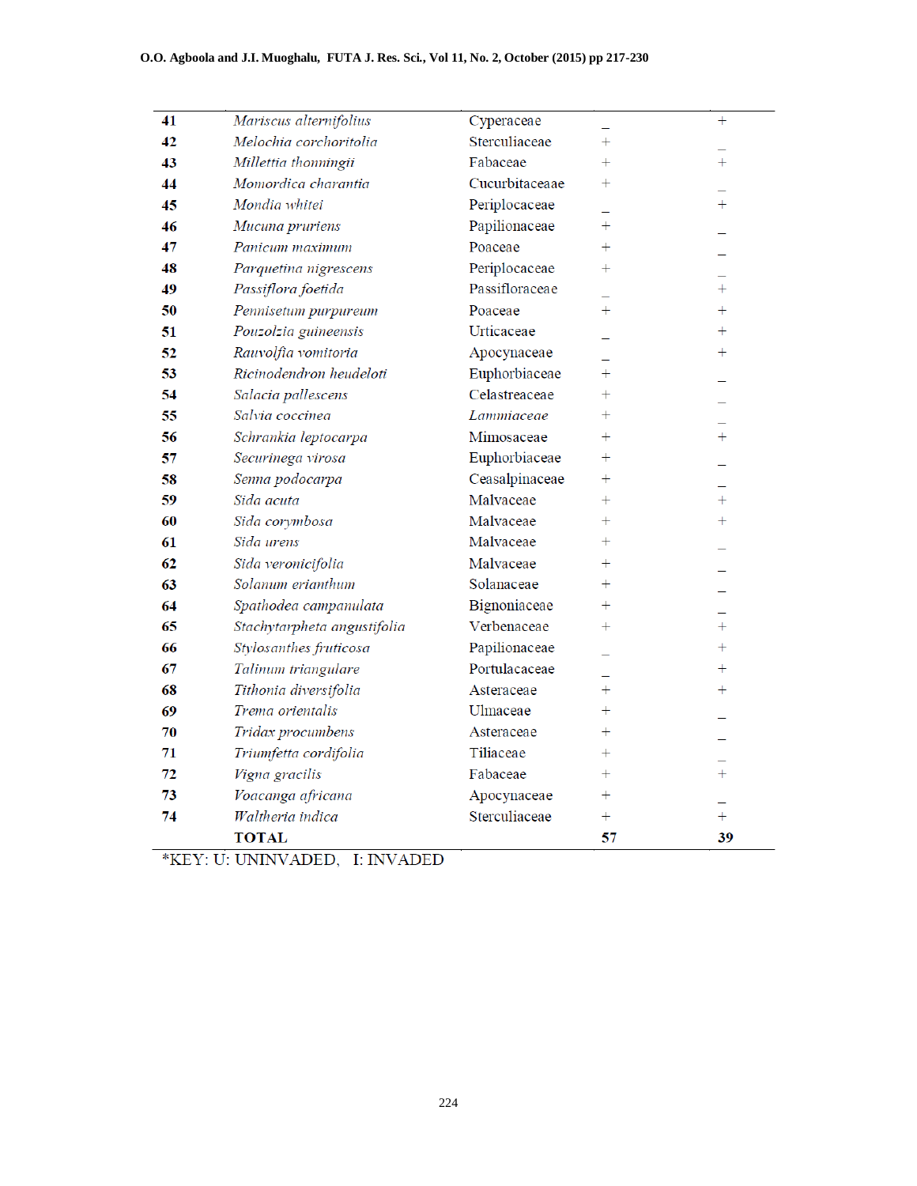| | | | | |
|---|---|---|---|---|
| 41 | *Mariscus alternifolius* | Cyperaceae | _ | + |
| 42 | *Melochia corchoritolia* | Sterculiaceae | + | _ |
| 43 | *Millettia thonningii* | Fabaceae | + | + |
| 44 | *Momordica charantia* | Cucurbitaceaae | + | _ |
| 45 | *Mondia whitei* | Periplocaceae | _ | + |
| 46 | *Mucuna pruriens* | Papilionaceae | + | _ |
| 47 | *Panicum maximum* | Poaceae | + | _ |
| 48 | *Parquetina nigrescens* | Periplocaceae | + | _ |
| 49 | *Passiflora foetida* | Passifloraceae | _ | + |
| 50 | *Pennisetum purpureum* | Poaceae | + | + |
| 51 | *Pouzolzia guineensis* | Urticaceae | _ | + |
| 52 | *Rauvolfia vomitoria* | Apocynaceae | _ | + |
| 53 | *Ricinodendron heudeloti* | Euphorbiaceae | + | _ |
| 54 | *Salacia pallescens* | Celastreaceae | + | _ |
| 55 | *Salvia coccinea* | *Lammiaceae* | + | _ |
| 56 | *Schrankia leptocarpa* | Mimosaceae | + | + |
| 57 | *Securinega virosa* | Euphorbiaceae | + | _ |
| 58 | *Senna podocarpa* | Ceasalpinaceae | + | _ |
| 59 | *Sida acuta* | Malvaceae | + | + |
| 60 | *Sida corymbosa* | Malvaceae | + | + |
| 61 | *Sida urens* | Malvaceae | + | _ |
| 62 | *Sida veronicifolia* | Malvaceae | + | _ |
| 63 | *Solanum erianthum* | Solanaceae | + | _ |
| 64 | *Spathodea campanulata* | Bignoniaceae | + | _ |
| 65 | *Stachytarpheta angustifolia* | Verbenaceae | + | + |
| 66 | *Stylosanthes fruticosa* | Papilionaceae | _ | + |
| 67 | *Talinum triangulare* | Portulacaceae | _ | + |
| 68 | *Tithonia diversifolia* | Asteraceae | + | + |
| 69 | *Trema orientalis* | Ulmaceae | + | _ |
| 70 | *Tridax procumbens* | Asteraceae | + | _ |
| 71 | *Triumfetta cordifolia* | Tiliaceae | + | _ |
| 72 | *Vigna gracilis* | Fabaceae | + | + |
| 73 | *Voacanga africana* | Apocynaceae | + | _ |
| 74 | *Waltheria indica* | Sterculiaceae | + | + |
| | **TOTAL** | | **57** | **39** |

*KEY: U: UNINVADED, I: INVADED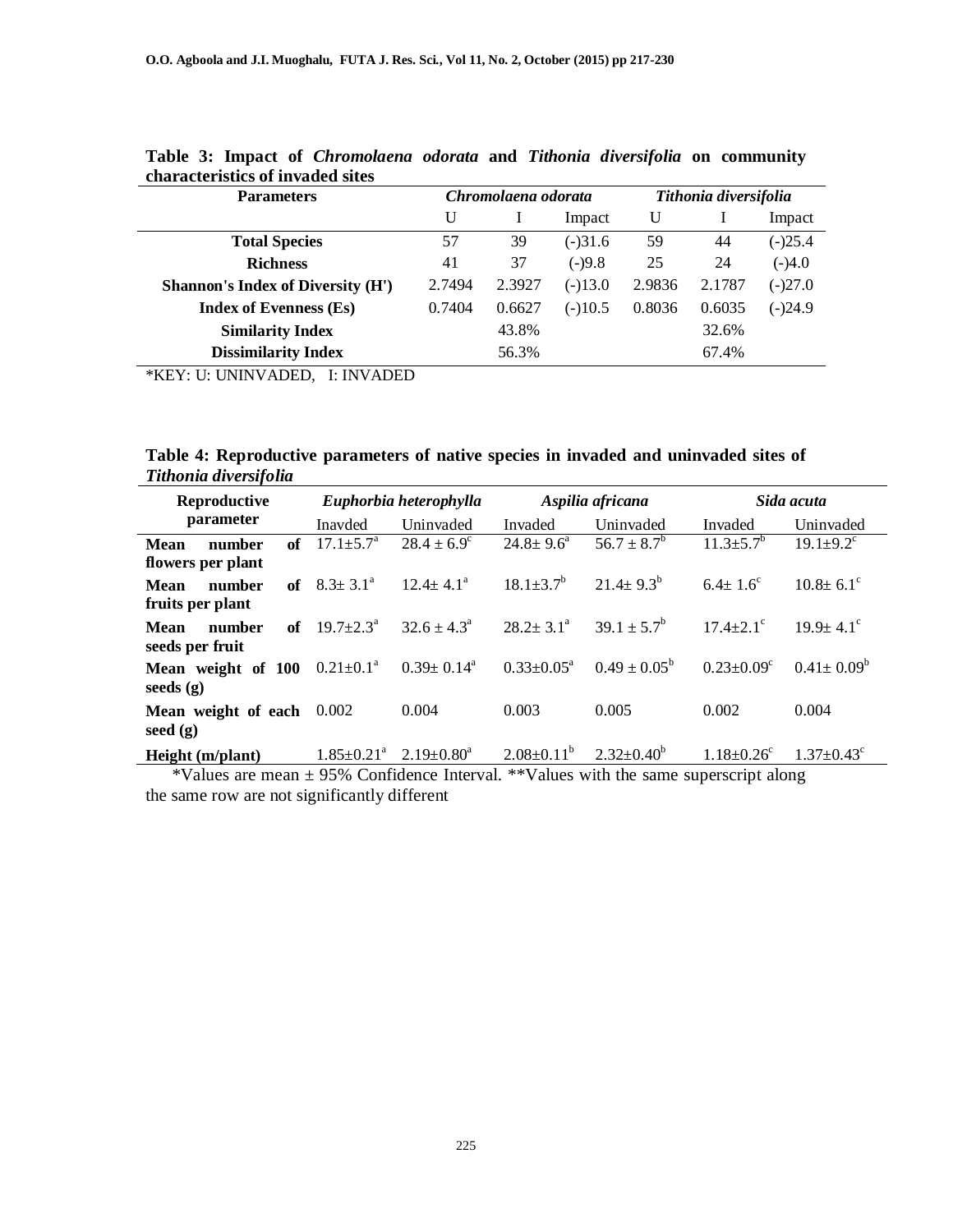**Table 3: Impact of *Chromolaena odorata* and *Tithonia diversifolia* on community characteristics of invaded sites**

| Parameters | *Chromolaena odorata* | | | *Tithonia diversifolia* | | |
|---|---|---|---|---|---|---|
| | U | I | Impact | U | I | Impact |
| **Total Species** | 57 | 39 | (-)31.6 | 59 | 44 | (-)25.4 |
| **Richness** | 41 | 37 | (-)9.8 | 25 | 24 | (-)4.0 |
| **Shannon's Index of Diversity (H')** | 2.7494 | 2.3927 | (-)13.0 | 2.9836 | 2.1787 | (-)27.0 |
| **Index of Evenness (Es)** | 0.7404 | 0.6627 | (-)10.5 | 0.8036 | 0.6035 | (-)24.9 |
| **Similarity Index** | | 43.8% | | | 32.6% | |
| **Dissimilarity Index** | | 56.3% | | | 67.4% | |

*KEY: U: UNINVADED, I: INVADED

**Table 4: Reproductive parameters of native species in invaded and uninvaded sites of *Tithonia diversifolia***

| Reproductive parameter | *Euphorbia heterophylla* | | *Aspilia africana* | | *Sida acuta* | |
|---|---|---|---|---|---|---|
| | Inavded | Uninvaded | Invaded | Uninvaded | Invaded | Uninvaded |
| **Mean number of flowers per plant** | $17.1\pm5.7^{a}$ | $28.4 \pm 6.9^{c}$ | $24.8\pm 9.6^{a}$ | $56.7 \pm 8.7^{b}$ | $11.3\pm5.7^{b}$ | $19.1\pm9.2^{c}$ |
| **Mean number of fruits per plant** | $8.3\pm 3.1^{a}$ | $12.4\pm 4.1^{a}$ | $18.1\pm3.7^{b}$ | $21.4\pm 9.3^{b}$ | $6.4\pm 1.6^{c}$ | $10.8\pm 6.1^{c}$ |
| **Mean number of seeds per fruit** | $19.7\pm2.3^{a}$ | $32.6 \pm 4.3^{a}$ | $28.2\pm 3.1^{a}$ | $39.1 \pm 5.7^{b}$ | $17.4\pm2.1^{c}$ | $19.9\pm 4.1^{c}$ |
| **Mean weight of 100 seeds (g)** | $0.21\pm0.1^{a}$ | $0.39\pm 0.14^{a}$ | $0.33\pm0.05^{a}$ | $0.49 \pm 0.05^{b}$ | $0.23\pm0.09^{c}$ | $0.41\pm 0.09^{b}$ |
| **Mean weight of each seed (g)** | 0.002 | 0.004 | 0.003 | 0.005 | 0.002 | 0.004 |
| **Height (m/plant)** | $1.85\pm0.21^{a}$ | $2.19\pm0.80^{a}$ | $2.08\pm0.11^{b}$ | $2.32\pm0.40^{b}$ | $1.18\pm0.26^{c}$ | $1.37\pm0.43^{c}$ |

*Values are mean ± 95% Confidence Interval. **Values with the same superscript along the same row are not significantly different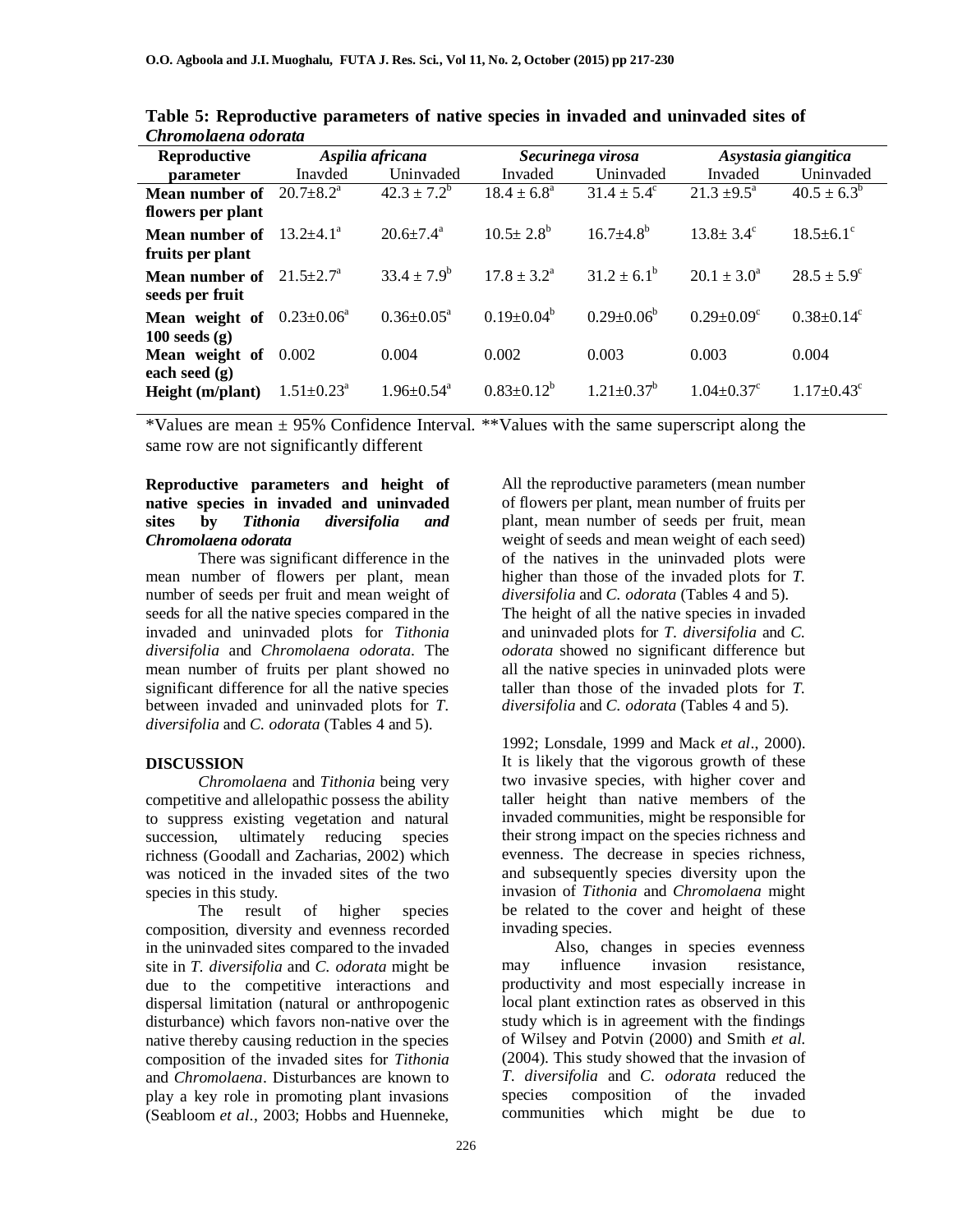**Table 5: Reproductive parameters of native species in invaded and uninvaded sites of *Chromolaena odorata***

| Reproductive parameter | *Aspilia africana* | | *Securinega virosa* | | *Asystasia giangitica* | |
|---|---|---|---|---|---|---|
| | Inavded | Uninvaded | Invaded | Uninvaded | Invaded | Uninvaded |
| **Mean number of flowers per plant** | 20.7±8.2[a] | 42.3 ± 7.2[b] | 18.4 ± 6.8[a] | 31.4 ± 5.4[c] | 21.3 ±9.5[a] | 40.5 ± 6.3[b] |
| **Mean number of fruits per plant** | 13.2±4.1[a] | 20.6±7.4[a] | 10.5± 2.8[b] | 16.7±4.8[b] | 13.8± 3.4[c] | 18.5±6.1[c] |
| **Mean number of seeds per fruit** | 21.5±2.7[a] | 33.4 ± 7.9[b] | 17.8 ± 3.2[a] | 31.2 ± 6.1[b] | 20.1 ± 3.0[a] | 28.5 ± 5.9[c] |
| **Mean weight of 100 seeds (g)** | 0.23±0.06[a] | 0.36±0.05[a] | 0.19±0.04[b] | 0.29±0.06[b] | 0.29±0.09[c] | 0.38±0.14[c] |
| **Mean weight of each seed (g)** | 0.002 | 0.004 | 0.002 | 0.003 | 0.003 | 0.004 |
| **Height (m/plant)** | 1.51±0.23[a] | 1.96±0.54[a] | 0.83±0.12[b] | 1.21±0.37[b] | 1.04±0.37[c] | 1.17±0.43[c] |

*Values are mean ± 95% Confidence Interval. **Values with the same superscript along the same row are not significantly different

**Reproductive parameters and height of native species in invaded and uninvaded sites by *Tithonia diversifolia* and *Chromolaena odorata***

There was significant difference in the mean number of flowers per plant, mean number of seeds per fruit and mean weight of seeds for all the native species compared in the invaded and uninvaded plots for *Tithonia diversifolia* and *Chromolaena odorata*. The mean number of fruits per plant showed no significant difference for all the native species between invaded and uninvaded plots for *T. diversifolia* and *C. odorata* (Tables 4 and 5).

All the reproductive parameters (mean number of flowers per plant, mean number of fruits per plant, mean number of seeds per fruit, mean weight of seeds and mean weight of each seed) of the natives in the uninvaded plots were higher than those of the invaded plots for *T. diversifolia* and *C. odorata* (Tables 4 and 5). The height of all the native species in invaded and uninvaded plots for *T. diversifolia* and *C. odorata* showed no significant difference but all the native species in uninvaded plots were taller than those of the invaded plots for *T. diversifolia* and *C. odorata* (Tables 4 and 5).

## DISCUSSION

*Chromolaena* and *Tithonia* being very competitive and allelopathic possess the ability to suppress existing vegetation and natural succession, ultimately reducing species richness (Goodall and Zacharias, 2002) which was noticed in the invaded sites of the two species in this study.

The result of higher species composition, diversity and evenness recorded in the uninvaded sites compared to the invaded site in *T. diversifolia* and *C. odorata* might be due to the competitive interactions and dispersal limitation (natural or anthropogenic disturbance) which favors non-native over the native thereby causing reduction in the species composition of the invaded sites for *Tithonia* and *Chromolaena*. Disturbances are known to play a key role in promoting plant invasions (Seabloom *et al*., 2003; Hobbs and Huenneke, 1992; Lonsdale, 1999 and Mack *et al*., 2000). It is likely that the vigorous growth of these two invasive species, with higher cover and taller height than native members of the invaded communities, might be responsible for their strong impact on the species richness and evenness. The decrease in species richness, and subsequently species diversity upon the invasion of *Tithonia* and *Chromolaena* might be related to the cover and height of these invading species.

Also, changes in species evenness may influence invasion resistance, productivity and most especially increase in local plant extinction rates as observed in this study which is in agreement with the findings of Wilsey and Potvin (2000) and Smith *et al.* (2004). This study showed that the invasion of *T. diversifolia* and *C. odorata* reduced the species composition of the invaded communities which might be due to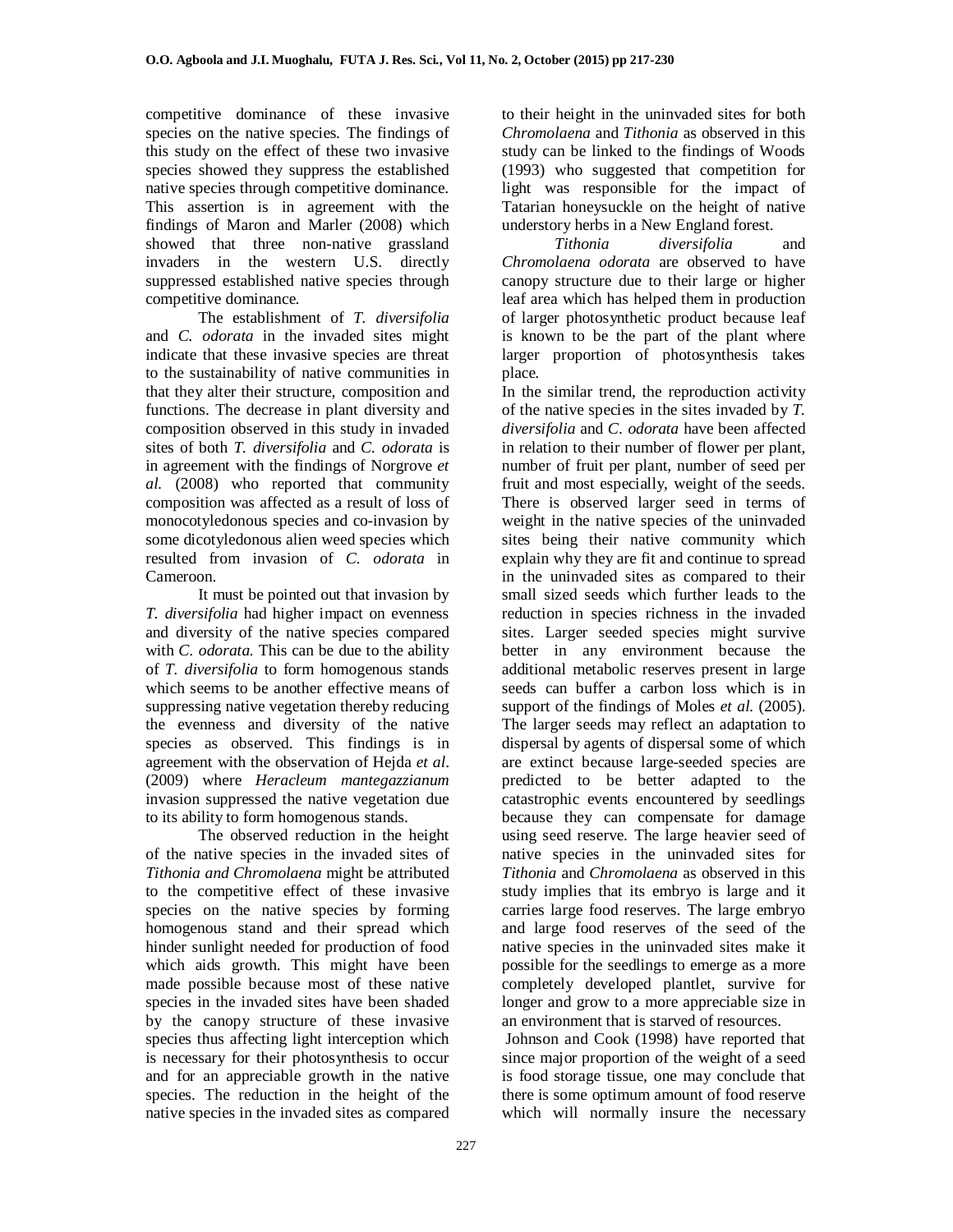competitive dominance of these invasive species on the native species. The findings of this study on the effect of these two invasive species showed they suppress the established native species through competitive dominance. This assertion is in agreement with the findings of Maron and Marler (2008) which showed that three non-native grassland invaders in the western U.S. directly suppressed established native species through competitive dominance.

The establishment of *T. diversifolia* and *C. odorata* in the invaded sites might indicate that these invasive species are threat to the sustainability of native communities in that they alter their structure, composition and functions. The decrease in plant diversity and composition observed in this study in invaded sites of both *T. diversifolia* and *C. odorata* is in agreement with the findings of Norgrove *et al.* (2008) who reported that community composition was affected as a result of loss of monocotyledonous species and co-invasion by some dicotyledonous alien weed species which resulted from invasion of *C. odorata* in Cameroon.

It must be pointed out that invasion by *T. diversifolia* had higher impact on evenness and diversity of the native species compared with *C. odorata.* This can be due to the ability of *T. diversifolia* to form homogenous stands which seems to be another effective means of suppressing native vegetation thereby reducing the evenness and diversity of the native species as observed. This findings is in agreement with the observation of Hejda *et al*. (2009) where *Heracleum mantegazzianum* invasion suppressed the native vegetation due to its ability to form homogenous stands.

The observed reduction in the height of the native species in the invaded sites of *Tithonia and Chromolaena* might be attributed to the competitive effect of these invasive species on the native species by forming homogenous stand and their spread which hinder sunlight needed for production of food which aids growth. This might have been made possible because most of these native species in the invaded sites have been shaded by the canopy structure of these invasive species thus affecting light interception which is necessary for their photosynthesis to occur and for an appreciable growth in the native species. The reduction in the height of the native species in the invaded sites as compared to their height in the uninvaded sites for both *Chromolaena* and *Tithonia* as observed in this study can be linked to the findings of Woods (1993) who suggested that competition for light was responsible for the impact of Tatarian honeysuckle on the height of native understory herbs in a New England forest.

*Tithonia diversifolia* and *Chromolaena odorata* are observed to have canopy structure due to their large or higher leaf area which has helped them in production of larger photosynthetic product because leaf is known to be the part of the plant where larger proportion of photosynthesis takes place.

In the similar trend, the reproduction activity of the native species in the sites invaded by *T. diversifolia* and *C. odorata* have been affected in relation to their number of flower per plant, number of fruit per plant, number of seed per fruit and most especially, weight of the seeds. There is observed larger seed in terms of weight in the native species of the uninvaded sites being their native community which explain why they are fit and continue to spread in the uninvaded sites as compared to their small sized seeds which further leads to the reduction in species richness in the invaded sites. Larger seeded species might survive better in any environment because the additional metabolic reserves present in large seeds can buffer a carbon loss which is in support of the findings of Moles *et al.* (2005). The larger seeds may reflect an adaptation to dispersal by agents of dispersal some of which are extinct because large-seeded species are predicted to be better adapted to the catastrophic events encountered by seedlings because they can compensate for damage using seed reserve. The large heavier seed of native species in the uninvaded sites for *Tithonia* and *Chromolaena* as observed in this study implies that its embryo is large and it carries large food reserves. The large embryo and large food reserves of the seed of the native species in the uninvaded sites make it possible for the seedlings to emerge as a more completely developed plantlet, survive for longer and grow to a more appreciable size in an environment that is starved of resources.

Johnson and Cook (1998) have reported that since major proportion of the weight of a seed is food storage tissue, one may conclude that there is some optimum amount of food reserve which will normally insure the necessary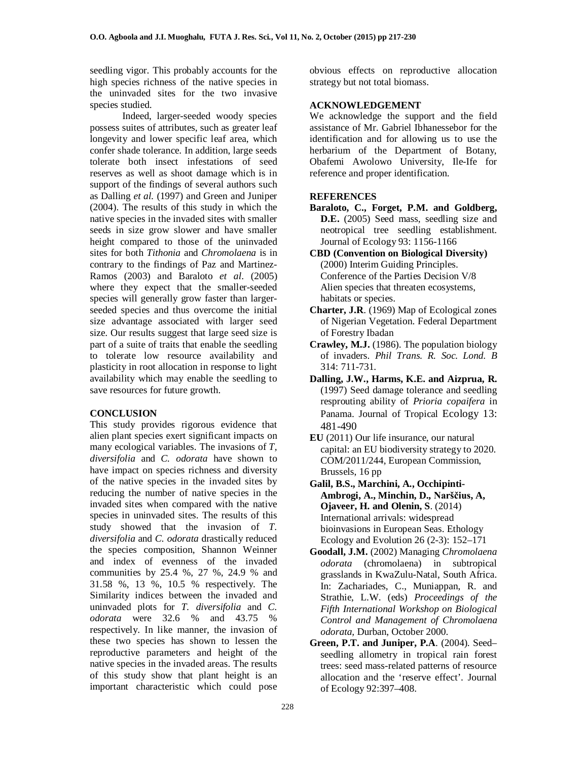seedling vigor. This probably accounts for the high species richness of the native species in the uninvaded sites for the two invasive species studied.

Indeed, larger-seeded woody species possess suites of attributes, such as greater leaf longevity and lower specific leaf area, which confer shade tolerance. In addition, large seeds tolerate both insect infestations of seed reserves as well as shoot damage which is in support of the findings of several authors such as Dalling *et al.* (1997) and Green and Juniper (2004). The results of this study in which the native species in the invaded sites with smaller seeds in size grow slower and have smaller height compared to those of the uninvaded sites for both *Tithonia* and *Chromolaena* is in contrary to the findings of Paz and Martinez-Ramos (2003) and Baraloto *et al*. (2005) where they expect that the smaller-seeded species will generally grow faster than larger-seeded species and thus overcome the initial size advantage associated with larger seed size. Our results suggest that large seed size is part of a suite of traits that enable the seedling to tolerate low resource availability and plasticity in root allocation in response to light availability which may enable the seedling to save resources for future growth.

## CONCLUSION

This study provides rigorous evidence that alien plant species exert significant impacts on many ecological variables. The invasions of *T, diversifolia* and *C. odorata* have shown to have impact on species richness and diversity of the native species in the invaded sites by reducing the number of native species in the invaded sites when compared with the native species in uninvaded sites. The results of this study showed that the invasion of *T. diversifolia* and *C. odorata* drastically reduced the species composition, Shannon Weinner and index of evenness of the invaded communities by 25.4 %, 27 %, 24.9 % and 31.58 %, 13 %, 10.5 % respectively. The Similarity indices between the invaded and uninvaded plots for *T. diversifolia* and *C. odorata* were 32.6 % and 43.75 % respectively. In like manner, the invasion of these two species has shown to lessen the reproductive parameters and height of the native species in the invaded areas. The results of this study show that plant height is an important characteristic which could pose obvious effects on reproductive allocation strategy but not total biomass.

## ACKNOWLEDGEMENT

We acknowledge the support and the field assistance of Mr. Gabriel Ibhanessebor for the identification and for allowing us to use the herbarium of the Department of Botany, Obafemi Awolowo University, Ile-Ife for reference and proper identification.

## REFERENCES

**Baraloto, C., Forget, P.M. and Goldberg, D.E.** (2005) Seed mass, seedling size and neotropical tree seedling establishment. Journal of Ecology 93: 1156-1166

**CBD (Convention on Biological Diversity)** (2000) Interim Guiding Principles. Conference of the Parties Decision V/8 Alien species that threaten ecosystems, habitats or species.

**Charter, J.R**. (1969) Map of Ecological zones of Nigerian Vegetation. Federal Department of Forestry Ibadan

**Crawley, M.J.** (1986). The population biology of invaders. *Phil Trans. R. Soc. Lond. B* 314: 711-731.

**Dalling, J.W., Harms, K.E. and Aizprua, R.** (1997) Seed damage tolerance and seedling resprouting ability of *Prioria copaifera* in Panama. Journal of Tropical Ecology 13: 481-490

**EU** (2011) Our life insurance, our natural capital: an EU biodiversity strategy to 2020. COM/2011/244, European Commission, Brussels, 16 pp

**Galil, B.S., Marchini, A., Occhipinti-Ambrogi, A., Minchin, D., Narščius, A, Ojaveer, H. and Olenin, S**. (2014) International arrivals: widespread bioinvasions in European Seas. Ethology Ecology and Evolution 26 (2-3): 152–171

**Goodall, J.M.** (2002) Managing *Chromolaena odorata* (chromolaena) in subtropical grasslands in KwaZulu-Natal, South Africa. In: Zachariades, C., Muniappan, R. and Strathie, L.W. (eds) *Proceedings of the Fifth International Workshop on Biological Control and Management of Chromolaena odorata*, Durban, October 2000.

**Green, P.T. and Juniper, P.A**. (2004). Seed–seedling allometry in tropical rain forest trees: seed mass-related patterns of resource allocation and the 'reserve effect'. Journal of Ecology 92:397–408.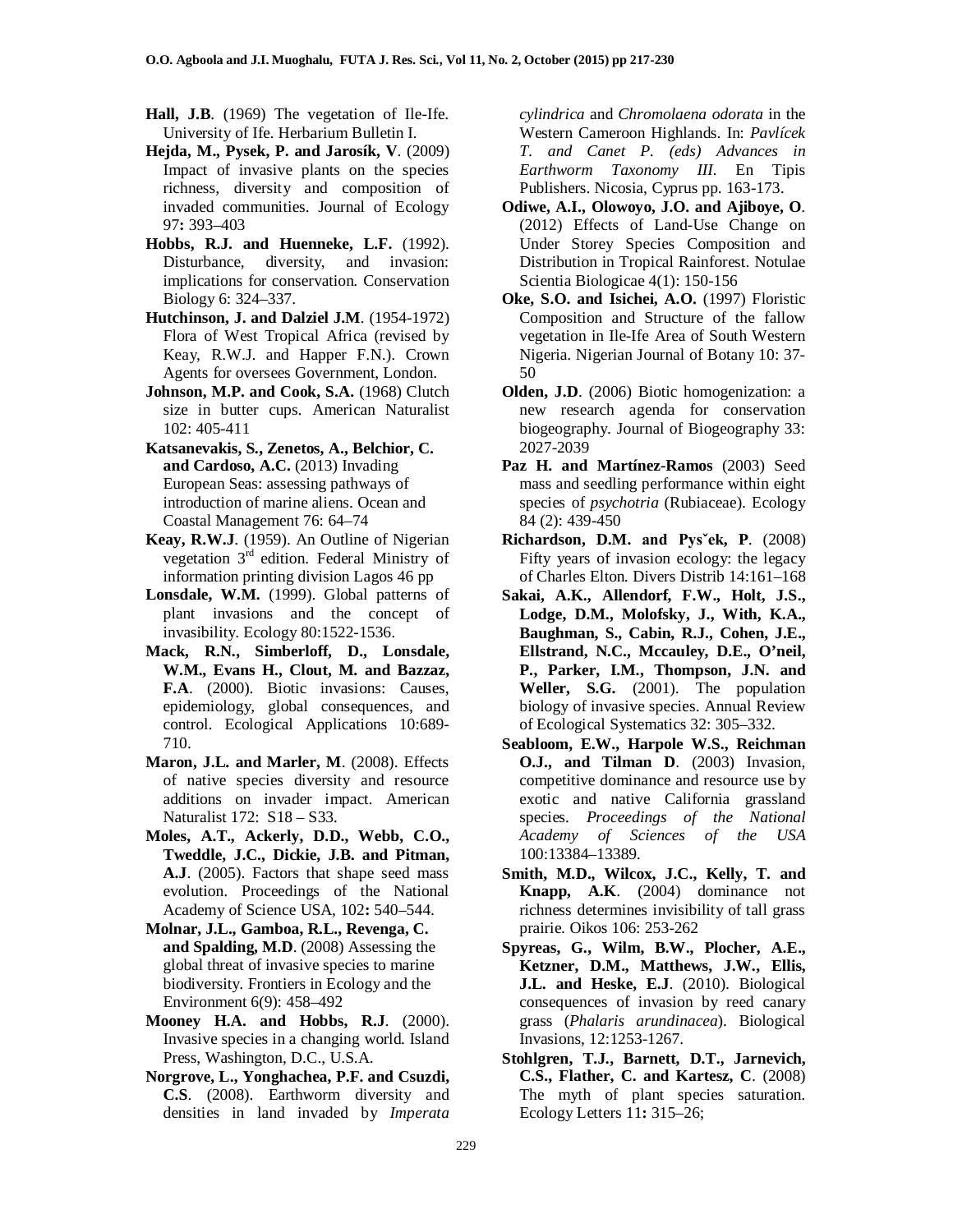**Hall, J.B**. (1969) The vegetation of Ile-Ife. University of Ife. Herbarium Bulletin I.

**Hejda, M., Pysek, P. and Jarosík, V**. (2009) Impact of invasive plants on the species richness, diversity and composition of invaded communities. Journal of Ecology 97**:** 393–403

**Hobbs, R.J. and Huenneke, L.F.** (1992). Disturbance, diversity, and invasion: implications for conservation. Conservation Biology 6: 324–337.

**Hutchinson, J. and Dalziel J.M**. (1954-1972) Flora of West Tropical Africa (revised by Keay, R.W.J. and Happer F.N.). Crown Agents for oversees Government, London.

**Johnson, M.P. and Cook, S.A.** (1968) Clutch size in butter cups. American Naturalist 102: 405-411

**Katsanevakis, S., Zenetos, A., Belchior, C. and Cardoso, A.C.** (2013) Invading European Seas: assessing pathways of introduction of marine aliens. Ocean and Coastal Management 76: 64–74

**Keay, R.W.J**. (1959). An Outline of Nigerian vegetation 3rd edition. Federal Ministry of information printing division Lagos 46 pp

**Lonsdale, W.M.** (1999). Global patterns of plant invasions and the concept of invasibility. Ecology 80:1522-1536.

**Mack, R.N., Simberloff, D., Lonsdale, W.M., Evans H., Clout, M. and Bazzaz, F.A**. (2000). Biotic invasions: Causes, epidemiology, global consequences, and control. Ecological Applications 10:689-710.

**Maron, J.L. and Marler, M**. (2008). Effects of native species diversity and resource additions on invader impact. American Naturalist 172: S18 – S33.

**Moles, A.T., Ackerly, D.D., Webb, C.O., Tweddle, J.C., Dickie, J.B. and Pitman, A.J**. (2005). Factors that shape seed mass evolution. Proceedings of the National Academy of Science USA, 102**:** 540–544.

**Molnar, J.L., Gamboa, R.L., Revenga, C. and Spalding, M.D**. (2008) Assessing the global threat of invasive species to marine biodiversity. Frontiers in Ecology and the Environment 6(9): 458–492

**Mooney H.A. and Hobbs, R.J**. (2000). Invasive species in a changing world. Island Press, Washington, D.C., U.S.A.

**Norgrove, L., Yonghachea, P.F. and Csuzdi, C.S**. (2008). Earthworm diversity and densities in land invaded by *Imperata cylindrica* and *Chromolaena odorata* in the Western Cameroon Highlands. In: *Pavlícek T. and Canet P. (eds) Advances in Earthworm Taxonomy III*. En Tipis Publishers. Nicosia, Cyprus pp. 163-173.

**Odiwe, A.I., Olowoyo, J.O. and Ajiboye, O**. (2012) Effects of Land-Use Change on Under Storey Species Composition and Distribution in Tropical Rainforest. Notulae Scientia Biologicae 4(1): 150-156

**Oke, S.O. and Isichei, A.O.** (1997) Floristic Composition and Structure of the fallow vegetation in Ile-Ife Area of South Western Nigeria. Nigerian Journal of Botany 10: 37-50

**Olden, J.D**. (2006) Biotic homogenization: a new research agenda for conservation biogeography. Journal of Biogeography 33: 2027-2039

**Paz H. and Martínez-Ramos** (2003) Seed mass and seedling performance within eight species of *psychotria* (Rubiaceae). Ecology 84 (2): 439-450

**Richardson, D.M. and Pysˇek, P**. (2008) Fifty years of invasion ecology: the legacy of Charles Elton. Divers Distrib 14:161–168

**Sakai, A.K., Allendorf, F.W., Holt, J.S., Lodge, D.M., Molofsky, J., With, K.A., Baughman, S., Cabin, R.J., Cohen, J.E., Ellstrand, N.C., Mccauley, D.E., O'neil, P., Parker, I.M., Thompson, J.N. and Weller, S.G.** (2001). The population biology of invasive species. Annual Review of Ecological Systematics 32: 305–332.

**Seabloom, E.W., Harpole W.S., Reichman O.J., and Tilman D**. (2003) Invasion, competitive dominance and resource use by exotic and native California grassland species. *Proceedings of the National Academy of Sciences of the USA* 100:13384–13389.

**Smith, M.D., Wilcox, J.C., Kelly, T. and Knapp, A.K**. (2004) dominance not richness determines invisibility of tall grass prairie. Oikos 106: 253-262

**Spyreas, G., Wilm, B.W., Plocher, A.E., Ketzner, D.M., Matthews, J.W., Ellis, J.L. and Heske, E.J**. (2010). Biological consequences of invasion by reed canary grass (*Phalaris arundinacea*). Biological Invasions, 12:1253-1267.

**Stohlgren, T.J., Barnett, D.T., Jarnevich, C.S., Flather, C. and Kartesz, C**. (2008) The myth of plant species saturation. Ecology Letters 11**:** 315–26;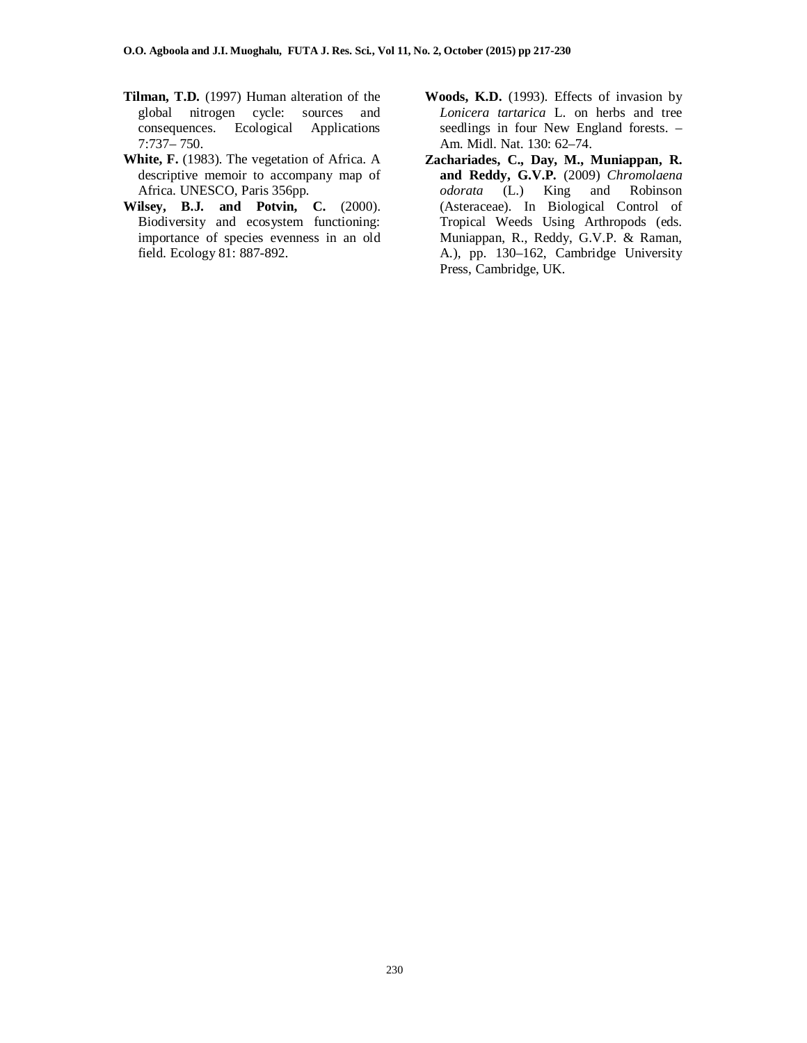**Tilman, T.D.** (1997) Human alteration of the global nitrogen cycle: sources and consequences. Ecological Applications 7:737– 750.

**White, F.** (1983). The vegetation of Africa. A descriptive memoir to accompany map of Africa. UNESCO, Paris 356pp.

**Wilsey, B.J. and Potvin, C.** (2000). Biodiversity and ecosystem functioning: importance of species evenness in an old field. Ecology 81: 887-892.

**Woods, K.D.** (1993). Effects of invasion by *Lonicera tartarica* L. on herbs and tree seedlings in four New England forests. – Am. Midl. Nat. 130: 62–74.

**Zachariades, C., Day, M., Muniappan, R. and Reddy, G.V.P.** (2009) *Chromolaena odorata* (L.) King and Robinson (Asteraceae). In Biological Control of Tropical Weeds Using Arthropods (eds. Muniappan, R., Reddy, G.V.P. & Raman, A.), pp. 130–162, Cambridge University Press, Cambridge, UK.